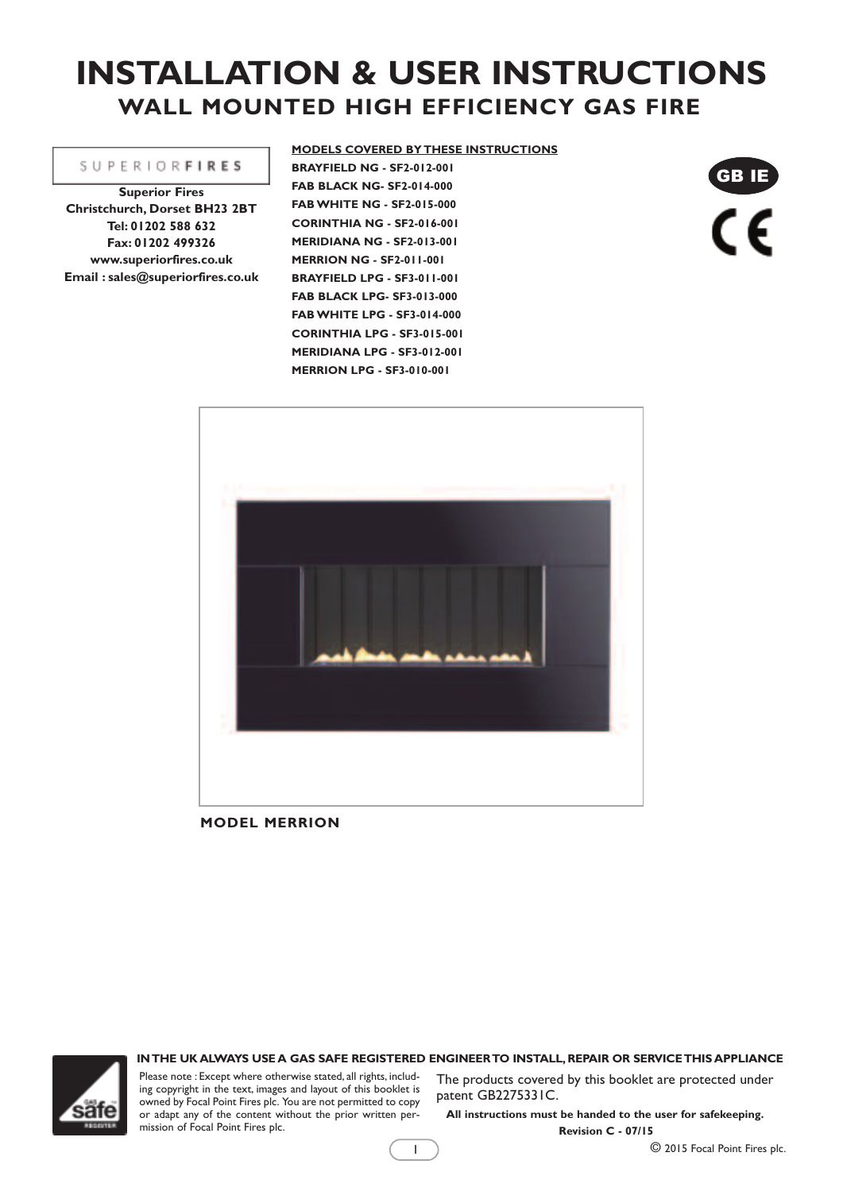# INSTALLATION & USER INSTRUCTIONS

## WALL MOUNTED HIGH EFFICIENCY GAS FIRE

SUPERIORFIRES

**Superior Fires**
**Christchurch, Dorset BH23 2BT**
**Tel: 01202 588 632**
**Fax: 01202 499326**
**www.superiorfires.co.uk**
**Email : sales@superiorfires.co.uk**

**MODELS COVERED BY THESE INSTRUCTIONS**

**BRAYFIELD NG - SF2-012-001**
**FAB BLACK NG- SF2-014-000**
**FAB WHITE NG - SF2-015-000**
**CORINTHIA NG - SF2-016-001**
**MERIDIANA NG - SF2-013-001**
**MERRION NG - SF2-011-001**
**BRAYFIELD LPG - SF3-011-001**
**FAB BLACK LPG- SF3-013-000**
**FAB WHITE LPG - SF3-014-000**
**CORINTHIA LPG - SF3-015-001**
**MERIDIANA LPG - SF3-012-001**
**MERRION LPG - SF3-010-001**

GB IE

CE

**MODEL MERRION**

**IN THE UK ALWAYS USE A GAS SAFE REGISTERED ENGINEER TO INSTALL, REPAIR OR SERVICE THIS APPLIANCE**

Please note : Except where otherwise stated, all rights, including copyright in the text, images and layout of this booklet is owned by Focal Point Fires plc. You are not permitted to copy or adapt any of the content without the prior written permission of Focal Point Fires plc.

The products covered by this booklet are protected under patent GB2275331C.

**All instructions must be handed to the user for safekeeping.**

**Revision C - 07/15**

© 2015 Focal Point Fires plc.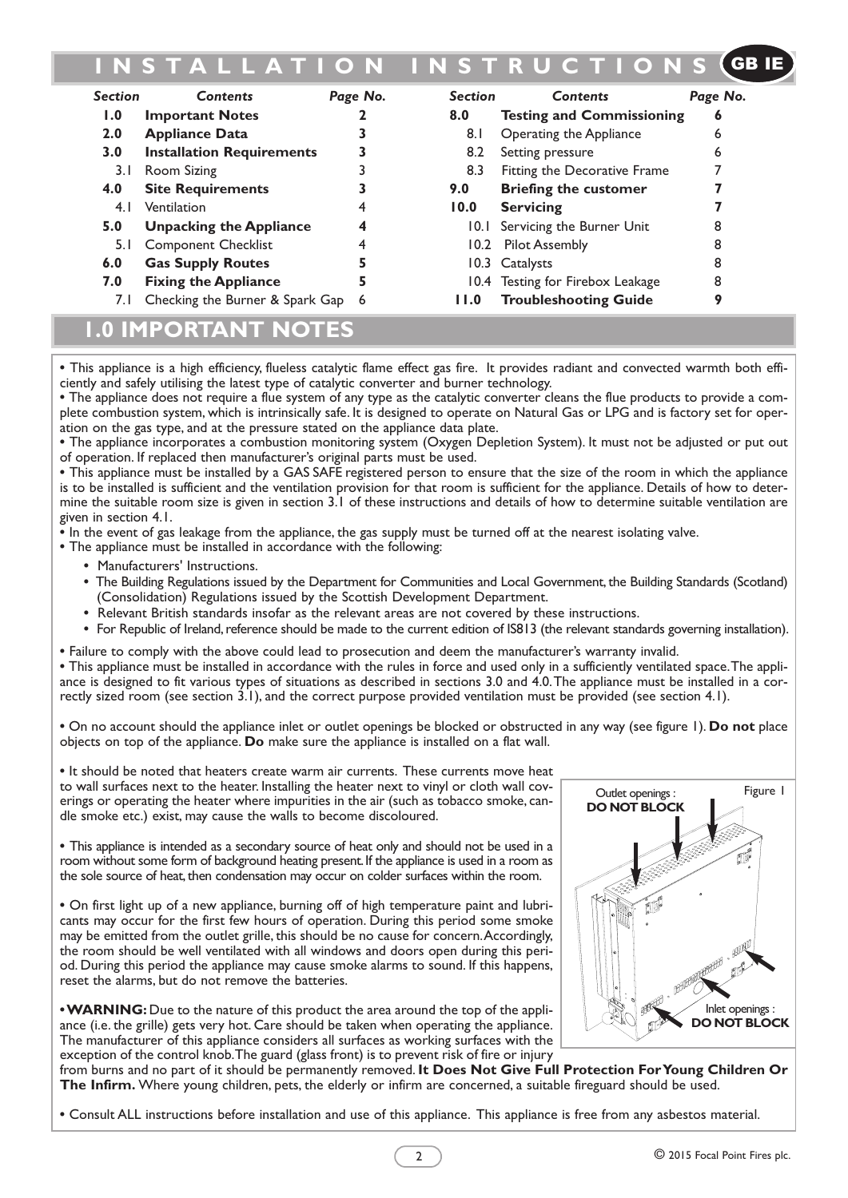# INSTALLATION INSTRUCTIONS

GB IE

| Section | Contents | Page No. | Section | Contents | Page No. |
|---|---|---|---|---|---|
| **1.0** | **Important Notes** | **2** | **8.0** | **Testing and Commissioning** | **6** |
| **2.0** | **Appliance Data** | **3** | 8.1 | Operating the Appliance | 6 |
| **3.0** | **Installation Requirements** | **3** | 8.2 | Setting pressure | 6 |
| 3.1 | Room Sizing | 3 | 8.3 | Fitting the Decorative Frame | 7 |
| **4.0** | **Site Requirements** | **3** | **9.0** | **Briefing the customer** | **7** |
| 4.1 | Ventilation | 4 | **10.0** | **Servicing** | **7** |
| **5.0** | **Unpacking the Appliance** | **4** | 10.1 | Servicing the Burner Unit | 8 |
| 5.1 | Component Checklist | 4 | 10.2 | Pilot Assembly | 8 |
| **6.0** | **Gas Supply Routes** | **5** | 10.3 | Catalysts | 8 |
| **7.0** | **Fixing the Appliance** | **5** | 10.4 | Testing for Firebox Leakage | 8 |
| 7.1 | Checking the Burner & Spark Gap | 6 | **11.0** | **Troubleshooting Guide** | **9** |

## 1.0 IMPORTANT NOTES

• This appliance is a high efficiency, flueless catalytic flame effect gas fire. It provides radiant and convected warmth both efficiently and safely utilising the latest type of catalytic converter and burner technology.

• The appliance does not require a flue system of any type as the catalytic converter cleans the flue products to provide a complete combustion system, which is intrinsically safe. It is designed to operate on Natural Gas or LPG and is factory set for operation on the gas type, and at the pressure stated on the appliance data plate.

• The appliance incorporates a combustion monitoring system (Oxygen Depletion System). It must not be adjusted or put out of operation. If replaced then manufacturer's original parts must be used.

• This appliance must be installed by a GAS SAFE registered person to ensure that the size of the room in which the appliance is to be installed is sufficient and the ventilation provision for that room is sufficient for the appliance. Details of how to determine the suitable room size is given in section 3.1 of these instructions and details of how to determine suitable ventilation are given in section 4.1.

• In the event of gas leakage from the appliance, the gas supply must be turned off at the nearest isolating valve.

• The appliance must be installed in accordance with the following:

- Manufacturers' Instructions.
- The Building Regulations issued by the Department for Communities and Local Government, the Building Standards (Scotland) (Consolidation) Regulations issued by the Scottish Development Department.
- Relevant British standards insofar as the relevant areas are not covered by these instructions.
- For Republic of Ireland, reference should be made to the current edition of IS813 (the relevant standards governing installation).

• Failure to comply with the above could lead to prosecution and deem the manufacturer's warranty invalid.

• This appliance must be installed in accordance with the rules in force and used only in a sufficiently ventilated space. The appliance is designed to fit various types of situations as described in sections 3.0 and 4.0. The appliance must be installed in a correctly sized room (see section 3.1), and the correct purpose provided ventilation must be provided (see section 4.1).

• On no account should the appliance inlet or outlet openings be blocked or obstructed in any way (see figure 1). **Do not** place objects on top of the appliance. **Do** make sure the appliance is installed on a flat wall.

• It should be noted that heaters create warm air currents. These currents move heat to wall surfaces next to the heater. Installing the heater next to vinyl or cloth wall coverings or operating the heater where impurities in the air (such as tobacco smoke, candle smoke etc.) exist, may cause the walls to become discoloured.

• This appliance is intended as a secondary source of heat only and should not be used in a room without some form of background heating present. If the appliance is used in a room as the sole source of heat, then condensation may occur on colder surfaces within the room.

• On first light up of a new appliance, burning off of high temperature paint and lubricants may occur for the first few hours of operation. During this period some smoke may be emitted from the outlet grille, this should be no cause for concern. Accordingly, the room should be well ventilated with all windows and doors open during this period. During this period the appliance may cause smoke alarms to sound. If this happens, reset the alarms, but do not remove the batteries.

Figure 1

Outlet openings : **DO NOT BLOCK**

Inlet openings : **DO NOT BLOCK**

• **WARNING:** Due to the nature of this product the area around the top of the appliance (i.e. the grille) gets very hot. Care should be taken when operating the appliance. The manufacturer of this appliance considers all surfaces as working surfaces with the exception of the control knob. The guard (glass front) is to prevent risk of fire or injury from burns and no part of it should be permanently removed. **It Does Not Give Full Protection For Young Children Or The Infirm.** Where young children, pets, the elderly or infirm are concerned, a suitable fireguard should be used.

• Consult ALL instructions before installation and use of this appliance. This appliance is free from any asbestos material.

© 2015 Focal Point Fires plc.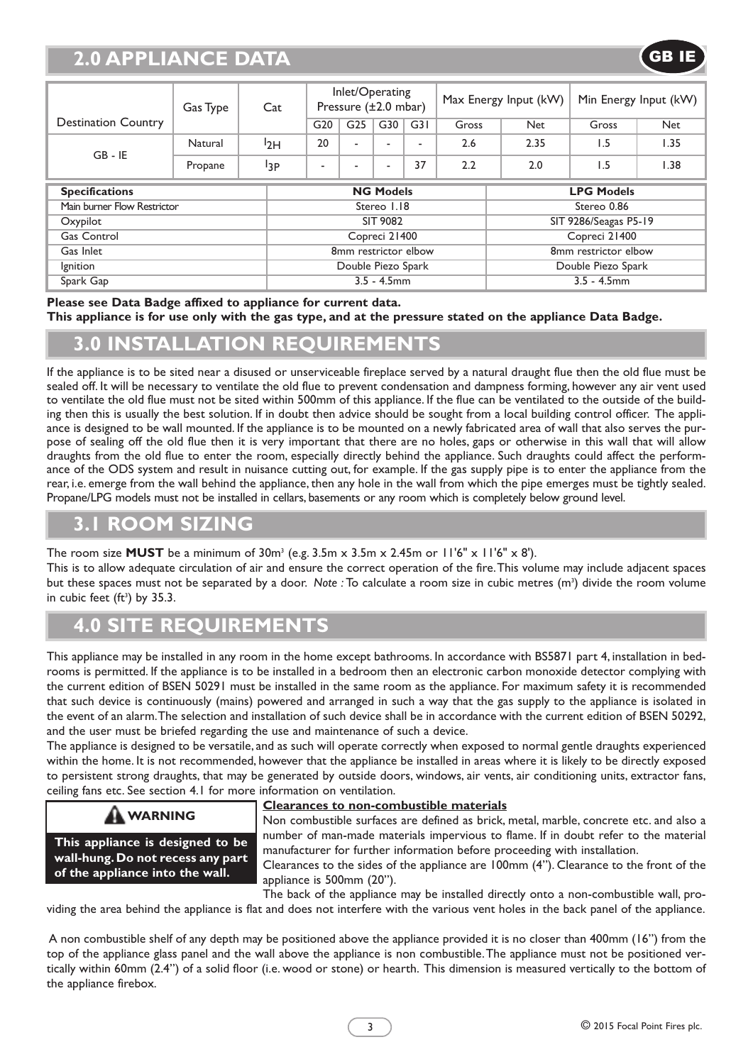# 2.0 APPLIANCE DATA

| Destination Country | Gas Type | Cat | Inlet/Operating Pressure (±2.0 mbar) | | | | Max Energy Input (kW) | | Min Energy Input (kW) | |
|---|---|---|---|---|---|---|---|---|---|---|
| | | | G20 | G25 | G30 | G31 | Gross | Net | Gross | Net |
| GB - IE | Natural | $I_{2H}$ | 20 | - | - | - | 2.6 | 2.35 | 1.5 | 1.35 |
| | Propane | $I_{3P}$ | - | - | - | 37 | 2.2 | 2.0 | 1.5 | 1.38 |

| Specifications | NG Models | LPG Models |
|---|---|---|
| Main burner Flow Restrictor | Stereo 1.18 | Stereo 0.86 |
| Oxypilot | SIT 9082 | SIT 9286/Seagas P5-19 |
| Gas Control | Copreci 21400 | Copreci 21400 |
| Gas Inlet | 8mm restrictor elbow | 8mm restrictor elbow |
| Ignition | Double Piezo Spark | Double Piezo Spark |
| Spark Gap | 3.5 - 4.5mm | 3.5 - 4.5mm |

**Please see Data Badge affixed to appliance for current data.**
**This appliance is for use only with the gas type, and at the pressure stated on the appliance Data Badge.**

# 3.0 INSTALLATION REQUIREMENTS

If the appliance is to be sited near a disused or unserviceable fireplace served by a natural draught flue then the old flue must be sealed off. It will be necessary to ventilate the old flue to prevent condensation and dampness forming, however any air vent used to ventilate the old flue must not be sited within 500mm of this appliance. If the flue can be ventilated to the outside of the building then this is usually the best solution. If in doubt then advice should be sought from a local building control officer. The appliance is designed to be wall mounted. If the appliance is to be mounted on a newly fabricated area of wall that also serves the purpose of sealing off the old flue then it is very important that there are no holes, gaps or otherwise in this wall that will allow draughts from the old flue to enter the room, especially directly behind the appliance. Such draughts could affect the performance of the ODS system and result in nuisance cutting out, for example. If the gas supply pipe is to enter the appliance from the rear, i.e. emerge from the wall behind the appliance, then any hole in the wall from which the pipe emerges must be tightly sealed. Propane/LPG models must not be installed in cellars, basements or any room which is completely below ground level.

# 3.1 ROOM SIZING

The room size **MUST** be a minimum of 30m$^3$ (e.g. 3.5m x 3.5m x 2.45m or 11'6" x 11'6" x 8').
This is to allow adequate circulation of air and ensure the correct operation of the fire. This volume may include adjacent spaces but these spaces must not be separated by a door. *Note :* To calculate a room size in cubic metres (m$^3$) divide the room volume in cubic feet (ft$^3$) by 35.3.

# 4.0 SITE REQUIREMENTS

This appliance may be installed in any room in the home except bathrooms. In accordance with BS5871 part 4, installation in bedrooms is permitted. If the appliance is to be installed in a bedroom then an electronic carbon monoxide detector complying with the current edition of BSEN 50291 must be installed in the same room as the appliance. For maximum safety it is recommended that such device is continuously (mains) powered and arranged in such a way that the gas supply to the appliance is isolated in the event of an alarm. The selection and installation of such device shall be in accordance with the current edition of BSEN 50292, and the user must be briefed regarding the use and maintenance of such a device.

The appliance is designed to be versatile, and as such will operate correctly when exposed to normal gentle draughts experienced within the home. It is not recommended, however that the appliance be installed in areas where it is likely to be directly exposed to persistent strong draughts, that may be generated by outside doors, windows, air vents, air conditioning units, extractor fans, ceiling fans etc. See section 4.1 for more information on ventilation.

**⚠ WARNING**

**This appliance is designed to be wall-hung. Do not recess any part of the appliance into the wall.**

**Clearances to non-combustible materials**

Non combustible surfaces are defined as brick, metal, marble, concrete etc. and also a number of man-made materials impervious to flame. If in doubt refer to the material manufacturer for further information before proceeding with installation.

Clearances to the sides of the appliance are 100mm (4"). Clearance to the front of the appliance is 500mm (20").

The back of the appliance may be installed directly onto a non-combustible wall, providing the area behind the appliance is flat and does not interfere with the various vent holes in the back panel of the appliance.

A non combustible shelf of any depth may be positioned above the appliance provided it is no closer than 400mm (16") from the top of the appliance glass panel and the wall above the appliance is non combustible. The appliance must not be positioned vertically within 60mm (2.4") of a solid floor (i.e. wood or stone) or hearth. This dimension is measured vertically to the bottom of the appliance firebox.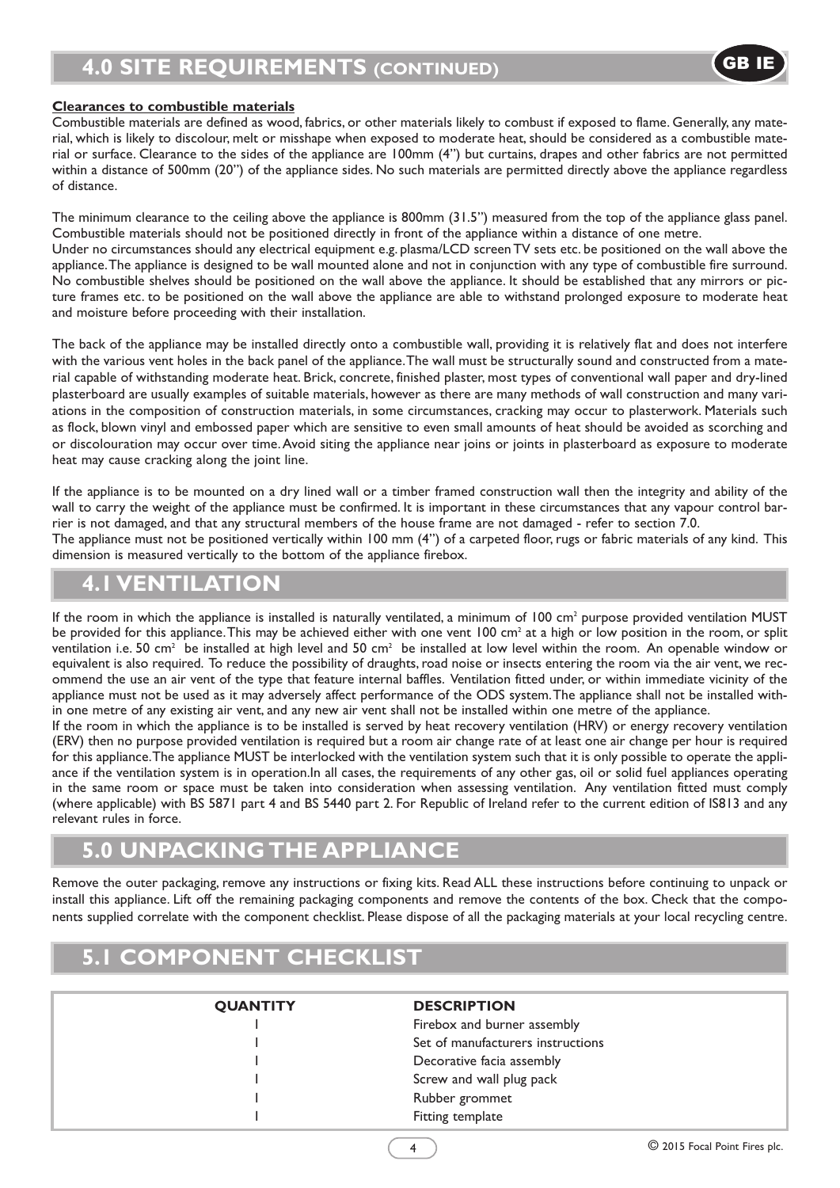## 4.0 SITE REQUIREMENTS (CONTINUED)

**Clearances to combustible materials**

Combustible materials are defined as wood, fabrics, or other materials likely to combust if exposed to flame. Generally, any material, which is likely to discolour, melt or misshape when exposed to moderate heat, should be considered as a combustible material or surface. Clearance to the sides of the appliance are 100mm (4") but curtains, drapes and other fabrics are not permitted within a distance of 500mm (20") of the appliance sides. No such materials are permitted directly above the appliance regardless of distance.

The minimum clearance to the ceiling above the appliance is 800mm (31.5") measured from the top of the appliance glass panel. Combustible materials should not be positioned directly in front of the appliance within a distance of one metre.

Under no circumstances should any electrical equipment e.g. plasma/LCD screen TV sets etc. be positioned on the wall above the appliance. The appliance is designed to be wall mounted alone and not in conjunction with any type of combustible fire surround. No combustible shelves should be positioned on the wall above the appliance. It should be established that any mirrors or picture frames etc. to be positioned on the wall above the appliance are able to withstand prolonged exposure to moderate heat and moisture before proceeding with their installation.

The back of the appliance may be installed directly onto a combustible wall, providing it is relatively flat and does not interfere with the various vent holes in the back panel of the appliance. The wall must be structurally sound and constructed from a material capable of withstanding moderate heat. Brick, concrete, finished plaster, most types of conventional wall paper and dry-lined plasterboard are usually examples of suitable materials, however as there are many methods of wall construction and many variations in the composition of construction materials, in some circumstances, cracking may occur to plasterwork. Materials such as flock, blown vinyl and embossed paper which are sensitive to even small amounts of heat should be avoided as scorching and or discolouration may occur over time. Avoid siting the appliance near joins or joints in plasterboard as exposure to moderate heat may cause cracking along the joint line.

If the appliance is to be mounted on a dry lined wall or a timber framed construction wall then the integrity and ability of the wall to carry the weight of the appliance must be confirmed. It is important in these circumstances that any vapour control barrier is not damaged, and that any structural members of the house frame are not damaged - refer to section 7.0.

The appliance must not be positioned vertically within 100 mm (4") of a carpeted floor, rugs or fabric materials of any kind. This dimension is measured vertically to the bottom of the appliance firebox.

## 4.1 VENTILATION

If the room in which the appliance is installed is naturally ventilated, a minimum of 100 cm$^2$ purpose provided ventilation MUST be provided for this appliance. This may be achieved either with one vent 100 cm$^2$ at a high or low position in the room, or split ventilation i.e. 50 cm$^2$ be installed at high level and 50 cm$^2$ be installed at low level within the room. An openable window or equivalent is also required. To reduce the possibility of draughts, road noise or insects entering the room via the air vent, we recommend the use an air vent of the type that feature internal baffles. Ventilation fitted under, or within immediate vicinity of the appliance must not be used as it may adversely affect performance of the ODS system. The appliance shall not be installed within one metre of any existing air vent, and any new air vent shall not be installed within one metre of the appliance.

If the room in which the appliance is to be installed is served by heat recovery ventilation (HRV) or energy recovery ventilation (ERV) then no purpose provided ventilation is required but a room air change rate of at least one air change per hour is required for this appliance. The appliance MUST be interlocked with the ventilation system such that it is only possible to operate the appliance if the ventilation system is in operation. In all cases, the requirements of any other gas, oil or solid fuel appliances operating in the same room or space must be taken into consideration when assessing ventilation. Any ventilation fitted must comply (where applicable) with BS 5871 part 4 and BS 5440 part 2. For Republic of Ireland refer to the current edition of IS813 and any relevant rules in force.

## 5.0 UNPACKING THE APPLIANCE

Remove the outer packaging, remove any instructions or fixing kits. Read ALL these instructions before continuing to unpack or install this appliance. Lift off the remaining packaging components and remove the contents of the box. Check that the components supplied correlate with the component checklist. Please dispose of all the packaging materials at your local recycling centre.

## 5.1 COMPONENT CHECKLIST

| QUANTITY | DESCRIPTION |
|---|---|
| 1 | Firebox and burner assembly |
| 1 | Set of manufacturers instructions |
| 1 | Decorative facia assembly |
| 1 | Screw and wall plug pack |
| 1 | Rubber grommet |
| 1 | Fitting template |

© 2015 Focal Point Fires plc.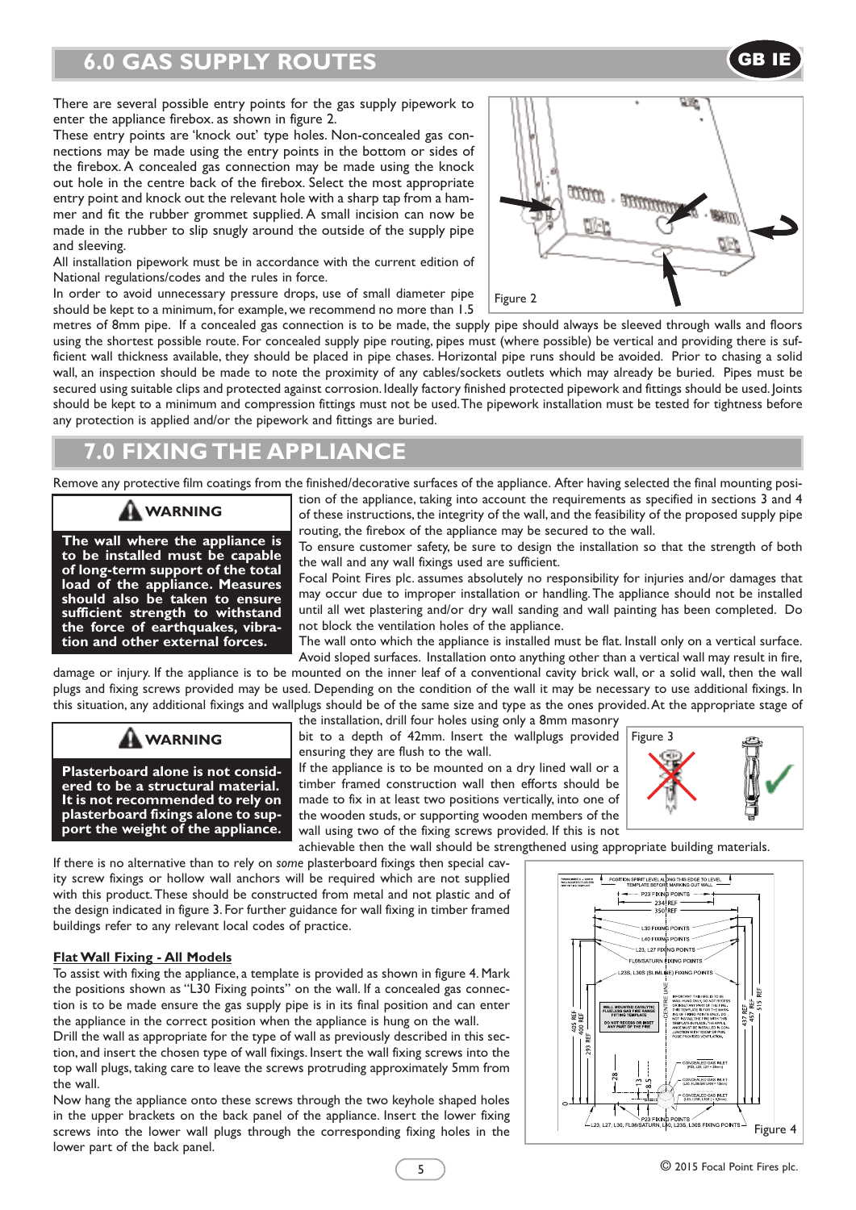## 6.0 GAS SUPPLY ROUTES

There are several possible entry points for the gas supply pipework to enter the appliance firebox. as shown in figure 2.

These entry points are 'knock out' type holes. Non-concealed gas connections may be made using the entry points in the bottom or sides of the firebox. A concealed gas connection may be made using the knock out hole in the centre back of the firebox. Select the most appropriate entry point and knock out the relevant hole with a sharp tap from a hammer and fit the rubber grommet supplied. A small incision can now be made in the rubber to slip snugly around the outside of the supply pipe and sleeving.

All installation pipework must be in accordance with the current edition of National regulations/codes and the rules in force.

In order to avoid unnecessary pressure drops, use of small diameter pipe should be kept to a minimum, for example, we recommend no more than 1.5 metres of 8mm pipe. If a concealed gas connection is to be made, the supply pipe should always be sleeved through walls and floors using the shortest possible route. For concealed supply pipe routing, pipes must (where possible) be vertical and providing there is sufficient wall thickness available, they should be placed in pipe chases. Horizontal pipe runs should be avoided. Prior to chasing a solid wall, an inspection should be made to note the proximity of any cables/sockets outlets which may already be buried. Pipes must be secured using suitable clips and protected against corrosion. Ideally factory finished protected pipework and fittings should be used. Joints should be kept to a minimum and compression fittings must not be used. The pipework installation must be tested for tightness before any protection is applied and/or the pipework and fittings are buried.

Figure 2

## 7.0 FIXING THE APPLIANCE

Remove any protective film coatings from the finished/decorative surfaces of the appliance. After having selected the final mounting position of the appliance, taking into account the requirements as specified in sections 3 and 4 of these instructions, the integrity of the wall, and the feasibility of the proposed supply pipe routing, the firebox of the appliance may be secured to the wall.

> **WARNING**
>
> **The wall where the appliance is to be installed must be capable of long-term support of the total load of the appliance. Measures should also be taken to ensure sufficient strength to withstand the force of earthquakes, vibration and other external forces.**

To ensure customer safety, be sure to design the installation so that the strength of both the wall and any wall fixings used are sufficient.

Focal Point Fires plc. assumes absolutely no responsibility for injuries and/or damages that may occur due to improper installation or handling. The appliance should not be installed until all wet plastering and/or dry wall sanding and wall painting has been completed. Do not block the ventilation holes of the appliance.

The wall onto which the appliance is installed must be flat. Install only on a vertical surface. Avoid sloped surfaces. Installation onto anything other than a vertical wall may result in fire, damage or injury. If the appliance is to be mounted on the inner leaf of a conventional cavity brick wall, or a solid wall, then the wall plugs and fixing screws provided may be used. Depending on the condition of the wall it may be necessary to use additional fixings. In this situation, any additional fixings and wallplugs should be of the same size and type as the ones provided. At the appropriate stage of the installation, drill four holes using only a 8mm masonry bit to a depth of 42mm. Insert the wallplugs provided ensuring they are flush to the wall.

> **WARNING**
>
> **Plasterboard alone is not considered to be a structural material. It is not recommended to rely on plasterboard fixings alone to support the weight of the appliance.**

If the appliance is to be mounted on a dry lined wall or a timber framed construction wall then efforts should be made to fix in at least two positions vertically, into one of the wooden studs, or supporting wooden members of the wall using two of the fixing screws provided. If this is not achievable then the wall should be strengthened using appropriate building materials.

Figure 3

If there is no alternative than to rely on *some* plasterboard fixings then special cavity screw fixings or hollow wall anchors will be required which are not supplied with this product. These should be constructed from metal and not plastic and of the design indicated in figure 3. For further guidance for wall fixing in timber framed buildings refer to any relevant local codes of practice.

**Flat Wall Fixing - All Models**

To assist with fixing the appliance, a template is provided as shown in figure 4. Mark the positions shown as "L30 Fixing points" on the wall. If a concealed gas connection is to be made ensure the gas supply pipe is in its final position and can enter the appliance in the correct position when the appliance is hung on the wall.

Drill the wall as appropriate for the type of wall as previously described in this section, and insert the chosen type of wall fixings. Insert the wall fixing screws into the top wall plugs, taking care to leave the screws protruding approximately 5mm from the wall.

Now hang the appliance onto these screws through the two keyhole shaped holes in the upper brackets on the back panel of the appliance. Insert the lower fixing screws into the lower wall plugs through the corresponding fixing holes in the lower part of the back panel.

Figure 4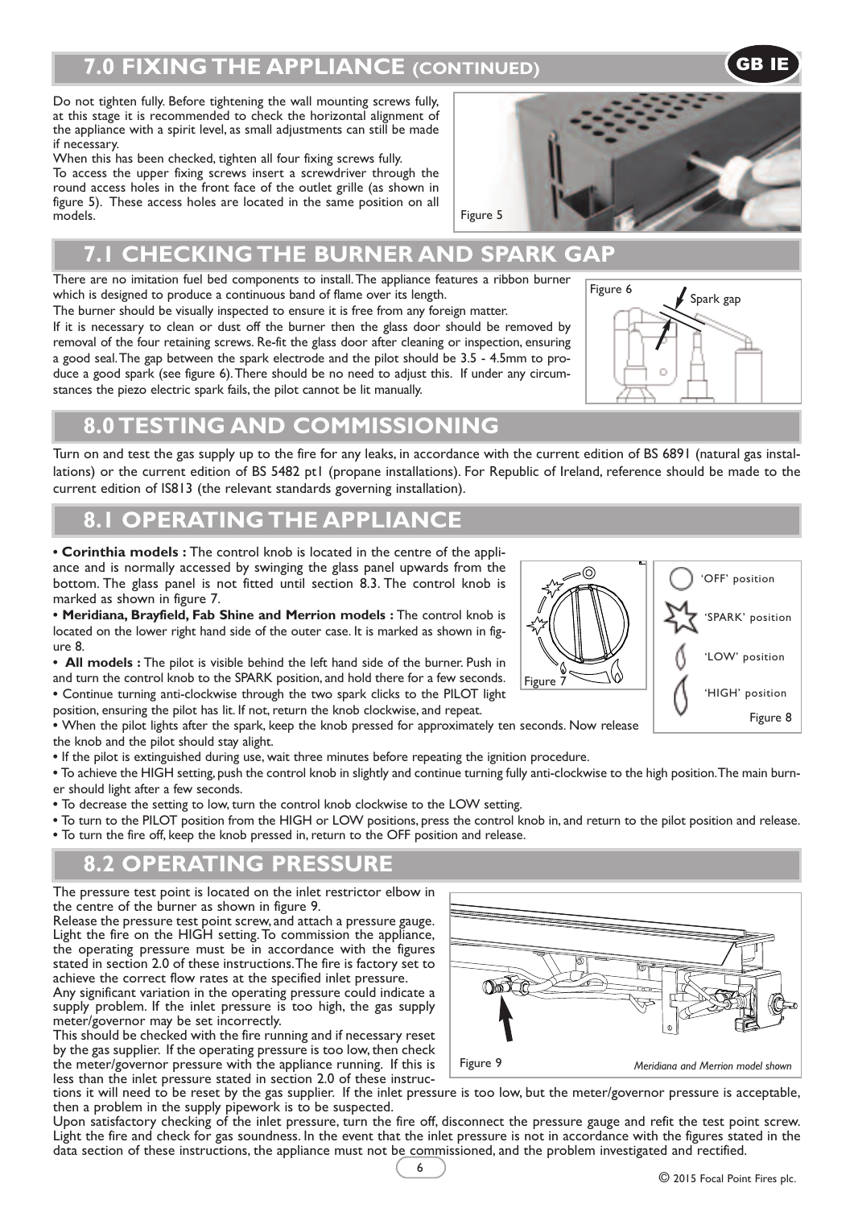## 7.0 FIXING THE APPLIANCE (CONTINUED)

Do not tighten fully. Before tightening the wall mounting screws fully, at this stage it is recommended to check the horizontal alignment of the appliance with a spirit level, as small adjustments can still be made if necessary.

When this has been checked, tighten all four fixing screws fully.

To access the upper fixing screws insert a screwdriver through the round access holes in the front face of the outlet grille (as shown in figure 5). These access holes are located in the same position on all models.

Figure 5

## 7.1 CHECKING THE BURNER AND SPARK GAP

There are no imitation fuel bed components to install. The appliance features a ribbon burner which is designed to produce a continuous band of flame over its length.

The burner should be visually inspected to ensure it is free from any foreign matter.

If it is necessary to clean or dust off the burner then the glass door should be removed by removal of the four retaining screws. Re-fit the glass door after cleaning or inspection, ensuring a good seal. The gap between the spark electrode and the pilot should be 3.5 - 4.5mm to produce a good spark (see figure 6). There should be no need to adjust this. If under any circumstances the piezo electric spark fails, the pilot cannot be lit manually.

Figure 6 — Spark gap

## 8.0 TESTING AND COMMISSIONING

Turn on and test the gas supply up to the fire for any leaks, in accordance with the current edition of BS 6891 (natural gas installations) or the current edition of BS 5482 pt1 (propane installations). For Republic of Ireland, reference should be made to the current edition of IS813 (the relevant standards governing installation).

## 8.1 OPERATING THE APPLIANCE

- **Corinthia models :** The control knob is located in the centre of the appliance and is normally accessed by swinging the glass panel upwards from the bottom. The glass panel is not fitted until section 8.3. The control knob is marked as shown in figure 7.
- **Meridiana, Brayfield, Fab Shine and Merrion models :** The control knob is located on the lower right hand side of the outer case. It is marked as shown in figure 8.
- **All models :** The pilot is visible behind the left hand side of the burner. Push in and turn the control knob to the SPARK position, and hold there for a few seconds.
- Continue turning anti-clockwise through the two spark clicks to the PILOT light position, ensuring the pilot has lit. If not, return the knob clockwise, and repeat.
- When the pilot lights after the spark, keep the knob pressed for approximately ten seconds. Now release the knob and the pilot should stay alight.
- If the pilot is extinguished during use, wait three minutes before repeating the ignition procedure.
- To achieve the HIGH setting, push the control knob in slightly and continue turning fully anti-clockwise to the high position. The main burner should light after a few seconds.
- To decrease the setting to low, turn the control knob clockwise to the LOW setting.
- To turn to the PILOT position from the HIGH or LOW positions, press the control knob in, and return to the pilot position and release.
- To turn the fire off, keep the knob pressed in, return to the OFF position and release.

Figure 7

'OFF' position
'SPARK' position
'LOW' position
'HIGH' position

Figure 8

## 8.2 OPERATING PRESSURE

The pressure test point is located on the inlet restrictor elbow in the centre of the burner as shown in figure 9.

Release the pressure test point screw, and attach a pressure gauge. Light the fire on the HIGH setting. To commission the appliance, the operating pressure must be in accordance with the figures stated in section 2.0 of these instructions. The fire is factory set to achieve the correct flow rates at the specified inlet pressure.

Any significant variation in the operating pressure could indicate a supply problem. If the inlet pressure is too high, the gas supply meter/governor may be set incorrectly.

This should be checked with the fire running and if necessary reset by the gas supplier. If the operating pressure is too low, then check the meter/governor pressure with the appliance running. If this is less than the inlet pressure stated in section 2.0 of these instructions it will need to be reset by the gas supplier. If the inlet pressure is too low, but the meter/governor pressure is acceptable, then a problem in the supply pipework is to be suspected.

Figure 9 — *Meridiana and Merrion model shown*

Upon satisfactory checking of the inlet pressure, turn the fire off, disconnect the pressure gauge and refit the test point screw. Light the fire and check for gas soundness. In the event that the inlet pressure is not in accordance with the figures stated in the data section of these instructions, the appliance must not be commissioned, and the problem investigated and rectified.

© 2015 Focal Point Fires plc.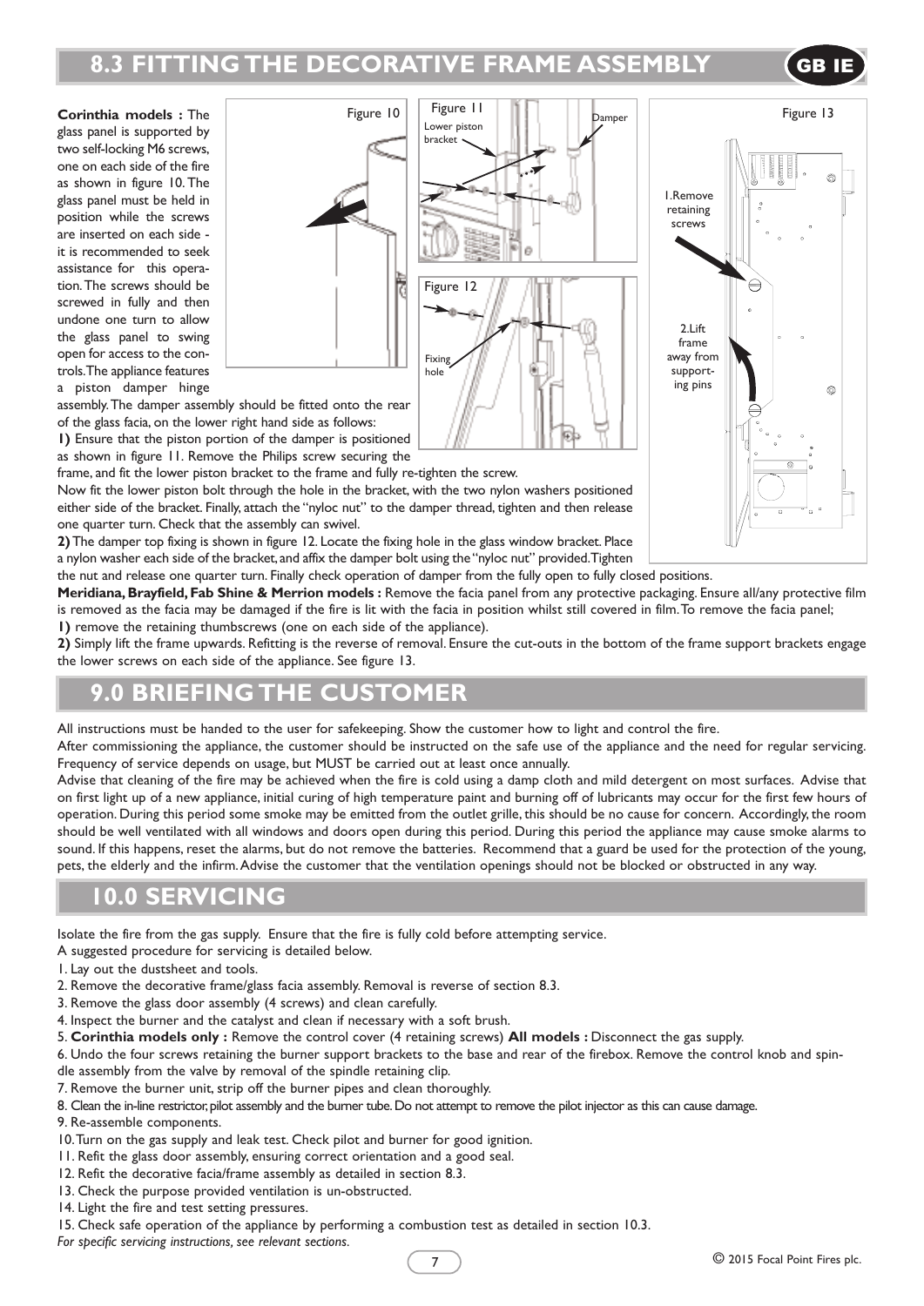## 8.3 FITTING THE DECORATIVE FRAME ASSEMBLY

**Corinthia models :** The glass panel is supported by two self-locking M6 screws, one on each side of the fire as shown in figure 10. The glass panel must be held in position while the screws are inserted on each side - it is recommended to seek assistance for this operation. The screws should be screwed in fully and then undone one turn to allow the glass panel to swing open for access to the controls. The appliance features a piston damper hinge assembly. The damper assembly should be fitted onto the rear of the glass facia, on the lower right hand side as follows:

**1)** Ensure that the piston portion of the damper is positioned as shown in figure 11. Remove the Philips screw securing the frame, and fit the lower piston bracket to the frame and fully re-tighten the screw.

Now fit the lower piston bolt through the hole in the bracket, with the two nylon washers positioned either side of the bracket. Finally, attach the "nyloc nut" to the damper thread, tighten and then release one quarter turn. Check that the assembly can swivel.

**2)** The damper top fixing is shown in figure 12. Locate the fixing hole in the glass window bracket. Place a nylon washer each side of the bracket, and affix the damper bolt using the "nyloc nut" provided. Tighten the nut and release one quarter turn. Finally check operation of damper from the fully open to fully closed positions.

Figure 10

Figure 11 — Lower piston bracket; Damper

Figure 12 — Fixing hole

Figure 13 — 1. Remove retaining screws; 2. Lift frame away from supporting pins

**Meridiana, Brayfield, Fab Shine & Merrion models :** Remove the facia panel from any protective packaging. Ensure all/any protective film is removed as the facia may be damaged if the fire is lit with the facia in position whilst still covered in film. To remove the facia panel;

**1)** remove the retaining thumbscrews (one on each side of the appliance).

**2)** Simply lift the frame upwards. Refitting is the reverse of removal. Ensure the cut-outs in the bottom of the frame support brackets engage the lower screws on each side of the appliance. See figure 13.

## 9.0 BRIEFING THE CUSTOMER

All instructions must be handed to the user for safekeeping. Show the customer how to light and control the fire.

After commissioning the appliance, the customer should be instructed on the safe use of the appliance and the need for regular servicing. Frequency of service depends on usage, but MUST be carried out at least once annually.

Advise that cleaning of the fire may be achieved when the fire is cold using a damp cloth and mild detergent on most surfaces. Advise that on first light up of a new appliance, initial curing of high temperature paint and burning off of lubricants may occur for the first few hours of operation. During this period some smoke may be emitted from the outlet grille, this should be no cause for concern. Accordingly, the room should be well ventilated with all windows and doors open during this period. During this period the appliance may cause smoke alarms to sound. If this happens, reset the alarms, but do not remove the batteries. Recommend that a guard be used for the protection of the young, pets, the elderly and the infirm. Advise the customer that the ventilation openings should not be blocked or obstructed in any way.

## 10.0 SERVICING

Isolate the fire from the gas supply. Ensure that the fire is fully cold before attempting service.

A suggested procedure for servicing is detailed below.

1. Lay out the dustsheet and tools.
2. Remove the decorative frame/glass facia assembly. Removal is reverse of section 8.3.
3. Remove the glass door assembly (4 screws) and clean carefully.
4. Inspect the burner and the catalyst and clean if necessary with a soft brush.
5. **Corinthia models only :** Remove the control cover (4 retaining screws) **All models :** Disconnect the gas supply.
6. Undo the four screws retaining the burner support brackets to the base and rear of the firebox. Remove the control knob and spindle assembly from the valve by removal of the spindle retaining clip.
7. Remove the burner unit, strip off the burner pipes and clean thoroughly.
8. Clean the in-line restrictor, pilot assembly and the burner tube. Do not attempt to remove the pilot injector as this can cause damage.
9. Re-assemble components.
10. Turn on the gas supply and leak test. Check pilot and burner for good ignition.
11. Refit the glass door assembly, ensuring correct orientation and a good seal.
12. Refit the decorative facia/frame assembly as detailed in section 8.3.
13. Check the purpose provided ventilation is un-obstructed.
14. Light the fire and test setting pressures.
15. Check safe operation of the appliance by performing a combustion test as detailed in section 10.3.

*For specific servicing instructions, see relevant sections.*

© 2015 Focal Point Fires plc.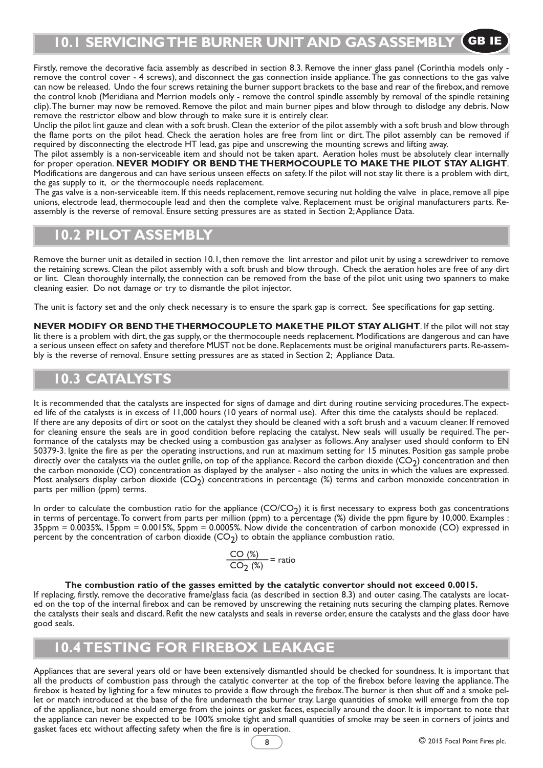## 10.1 SERVICING THE BURNER UNIT AND GAS ASSEMBLY

GB IE

Firstly, remove the decorative facia assembly as described in section 8.3. Remove the inner glass panel (Corinthia models only - remove the control cover - 4 screws), and disconnect the gas connection inside appliance. The gas connections to the gas valve can now be released. Undo the four screws retaining the burner support brackets to the base and rear of the firebox, and remove the control knob (Meridiana and Merrion models only - remove the control spindle assembly by removal of the spindle retaining clip). The burner may now be removed. Remove the pilot and main burner pipes and blow through to dislodge any debris. Now remove the restrictor elbow and blow through to make sure it is entirely clear.

Unclip the pilot lint gauze and clean with a soft brush. Clean the exterior of the pilot assembly with a soft brush and blow through the flame ports on the pilot head. Check the aeration holes are free from lint or dirt. The pilot assembly can be removed if required by disconnecting the electrode HT lead, gas pipe and unscrewing the mounting screws and lifting away.

The pilot assembly is a non-serviceable item and should not be taken apart. Aeration holes must be absolutely clear internally for proper operation. **NEVER MODIFY OR BEND THE THERMOCOUPLE TO MAKE THE PILOT STAY ALIGHT**. Modifications are dangerous and can have serious unseen effects on safety. If the pilot will not stay lit there is a problem with dirt, the gas supply to it, or the thermocouple needs replacement.

The gas valve is a non-serviceable item. If this needs replacement, remove securing nut holding the valve in place, remove all pipe unions, electrode lead, thermocouple lead and then the complete valve. Replacement must be original manufacturers parts. Re-assembly is the reverse of removal. Ensure setting pressures are as stated in Section 2; Appliance Data.

## 10.2 PILOT ASSEMBLY

Remove the burner unit as detailed in section 10.1, then remove the lint arrestor and pilot unit by using a screwdriver to remove the retaining screws. Clean the pilot assembly with a soft brush and blow through. Check the aeration holes are free of any dirt or lint. Clean thoroughly internally, the connection can be removed from the base of the pilot unit using two spanners to make cleaning easier. Do not damage or try to dismantle the pilot injector.

The unit is factory set and the only check necessary is to ensure the spark gap is correct. See specifications for gap setting.

**NEVER MODIFY OR BEND THE THERMOCOUPLE TO MAKE THE PILOT STAY ALIGHT**. If the pilot will not stay lit there is a problem with dirt, the gas supply, or the thermocouple needs replacement. Modifications are dangerous and can have a serious unseen effect on safety and therefore MUST not be done. Replacements must be original manufacturers parts. Re-assembly is the reverse of removal. Ensure setting pressures are as stated in Section 2; Appliance Data.

## 10.3 CATALYSTS

It is recommended that the catalysts are inspected for signs of damage and dirt during routine servicing procedures. The expected life of the catalysts is in excess of 11,000 hours (10 years of normal use). After this time the catalysts should be replaced.

If there are any deposits of dirt or soot on the catalyst they should be cleaned with a soft brush and a vacuum cleaner. If removed for cleaning ensure the seals are in good condition before replacing the catalyst. New seals will usually be required. The performance of the catalysts may be checked using a combustion gas analyser as follows. Any analyser used should conform to EN 50379-3. Ignite the fire as per the operating instructions, and run at maximum setting for 15 minutes. Position gas sample probe directly over the catalysts via the outlet grille, on top of the appliance. Record the carbon dioxide ($CO_2$) concentration and then the carbon monoxide (CO) concentration as displayed by the analyser - also noting the units in which the values are expressed. Most analysers display carbon dioxide ($CO_2$) concentrations in percentage (%) terms and carbon monoxide concentration in parts per million (ppm) terms.

In order to calculate the combustion ratio for the appliance ($CO/CO_2$) it is first necessary to express both gas concentrations in terms of percentage. To convert from parts per million (ppm) to a percentage (%) divide the ppm figure by 10,000. Examples : 35ppm = 0.0035%, 15ppm = 0.0015%, 5ppm = 0.0005%. Now divide the concentration of carbon monoxide (CO) expressed in percent by the concentration of carbon dioxide ($CO_2$) to obtain the appliance combustion ratio.

$$\frac{CO\ (\%)}{CO_2\ (\%)} = \text{ratio}$$

**The combustion ratio of the gasses emitted by the catalytic convertor should not exceed 0.0015.**

If replacing, firstly, remove the decorative frame/glass facia (as described in section 8.3) and outer casing. The catalysts are located on the top of the internal firebox and can be removed by unscrewing the retaining nuts securing the clamping plates. Remove the catalysts their seals and discard. Refit the new catalysts and seals in reverse order, ensure the catalysts and the glass door have good seals.

## 10.4 TESTING FOR FIREBOX LEAKAGE

Appliances that are several years old or have been extensively dismantled should be checked for soundness. It is important that all the products of combustion pass through the catalytic converter at the top of the firebox before leaving the appliance. The firebox is heated by lighting for a few minutes to provide a flow through the firebox. The burner is then shut off and a smoke pellet or match introduced at the base of the fire underneath the burner tray. Large quantities of smoke will emerge from the top of the appliance, but none should emerge from the joints or gasket faces, especially around the door. It is important to note that the appliance can never be expected to be 100% smoke tight and small quantities of smoke may be seen in corners of joints and gasket faces etc without affecting safety when the fire is in operation.

© 2015 Focal Point Fires plc.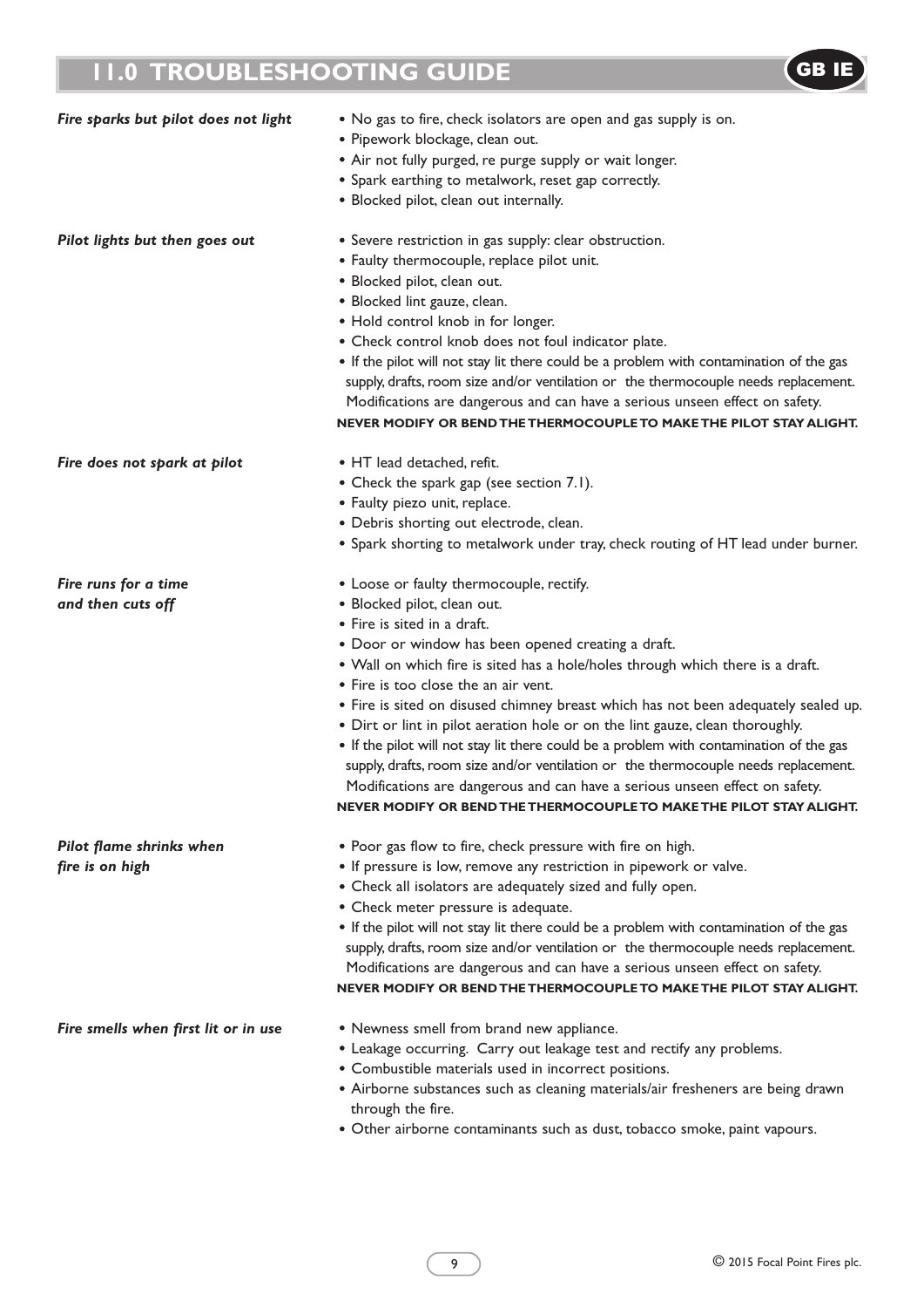# 11.0 TROUBLESHOOTING GUIDE

GB IE

***Fire sparks but pilot does not light***

- No gas to fire, check isolators are open and gas supply is on.
- Pipework blockage, clean out.
- Air not fully purged, re purge supply or wait longer.
- Spark earthing to metalwork, reset gap correctly.
- Blocked pilot, clean out internally.

***Pilot lights but then goes out***

- Severe restriction in gas supply: clear obstruction.
- Faulty thermocouple, replace pilot unit.
- Blocked pilot, clean out.
- Blocked lint gauze, clean.
- Hold control knob in for longer.
- Check control knob does not foul indicator plate.
- If the pilot will not stay lit there could be a problem with contamination of the gas supply, drafts, room size and/or ventilation or the thermocouple needs replacement. Modifications are dangerous and can have a serious unseen effect on safety.

**NEVER MODIFY OR BEND THE THERMOCOUPLE TO MAKE THE PILOT STAY ALIGHT.**

***Fire does not spark at pilot***

- HT lead detached, refit.
- Check the spark gap (see section 7.1).
- Faulty piezo unit, replace.
- Debris shorting out electrode, clean.
- Spark shorting to metalwork under tray, check routing of HT lead under burner.

***Fire runs for a time and then cuts off***

- Loose or faulty thermocouple, rectify.
- Blocked pilot, clean out.
- Fire is sited in a draft.
- Door or window has been opened creating a draft.
- Wall on which fire is sited has a hole/holes through which there is a draft.
- Fire is too close the an air vent.
- Fire is sited on disused chimney breast which has not been adequately sealed up.
- Dirt or lint in pilot aeration hole or on the lint gauze, clean thoroughly.
- If the pilot will not stay lit there could be a problem with contamination of the gas supply, drafts, room size and/or ventilation or the thermocouple needs replacement. Modifications are dangerous and can have a serious unseen effect on safety.

**NEVER MODIFY OR BEND THE THERMOCOUPLE TO MAKE THE PILOT STAY ALIGHT.**

***Pilot flame shrinks when fire is on high***

- Poor gas flow to fire, check pressure with fire on high.
- If pressure is low, remove any restriction in pipework or valve.
- Check all isolators are adequately sized and fully open.
- Check meter pressure is adequate.
- If the pilot will not stay lit there could be a problem with contamination of the gas supply, drafts, room size and/or ventilation or the thermocouple needs replacement. Modifications are dangerous and can have a serious unseen effect on safety.

**NEVER MODIFY OR BEND THE THERMOCOUPLE TO MAKE THE PILOT STAY ALIGHT.**

***Fire smells when first lit or in use***

- Newness smell from brand new appliance.
- Leakage occurring. Carry out leakage test and rectify any problems.
- Combustible materials used in incorrect positions.
- Airborne substances such as cleaning materials/air fresheners are being drawn through the fire.
- Other airborne contaminants such as dust, tobacco smoke, paint vapours.

© 2015 Focal Point Fires plc.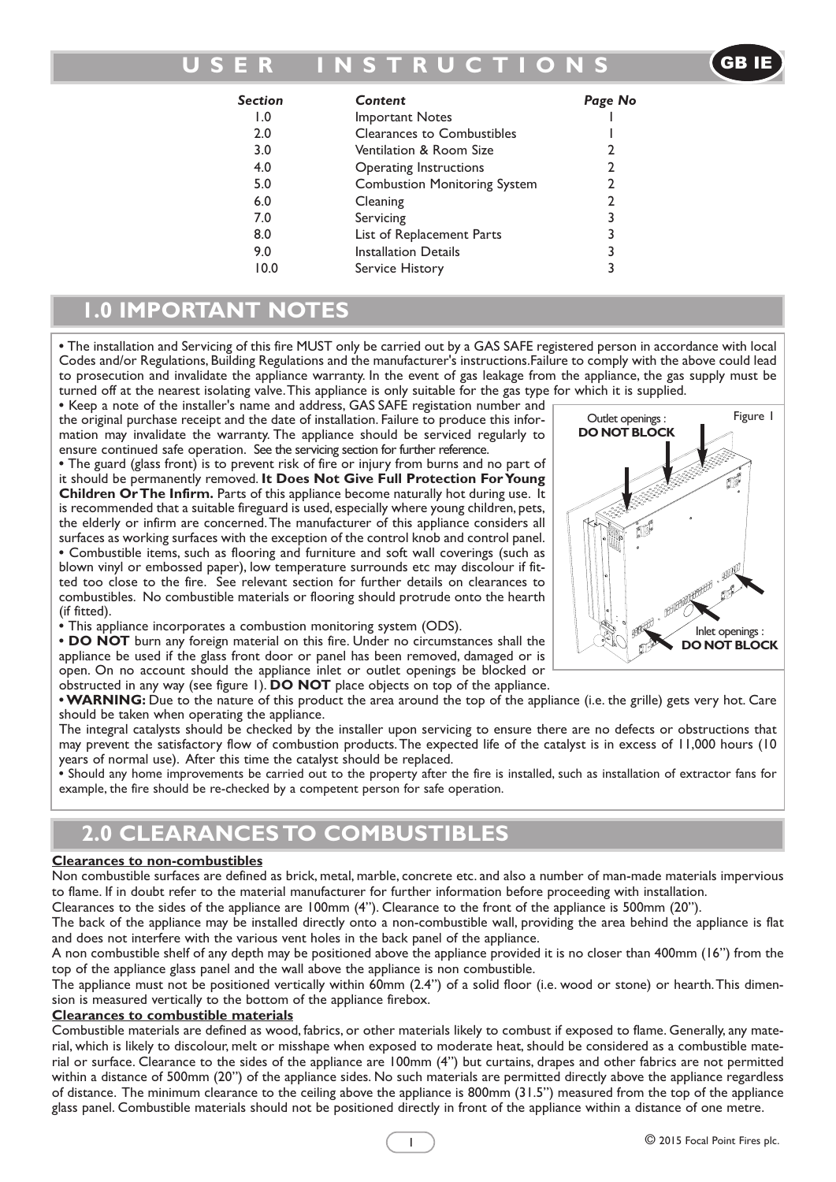# USER INSTRUCTIONS

GB IE

| Section | Content | Page No |
|---|---|---|
| 1.0 | Important Notes | 1 |
| 2.0 | Clearances to Combustibles | 1 |
| 3.0 | Ventilation & Room Size | 2 |
| 4.0 | Operating Instructions | 2 |
| 5.0 | Combustion Monitoring System | 2 |
| 6.0 | Cleaning | 2 |
| 7.0 | Servicing | 3 |
| 8.0 | List of Replacement Parts | 3 |
| 9.0 | Installation Details | 3 |
| 10.0 | Service History | 3 |

## 1.0 IMPORTANT NOTES

• The installation and Servicing of this fire MUST only be carried out by a GAS SAFE registered person in accordance with local Codes and/or Regulations, Building Regulations and the manufacturer's instructions. Failure to comply with the above could lead to prosecution and invalidate the appliance warranty. In the event of gas leakage from the appliance, the gas supply must be turned off at the nearest isolating valve. This appliance is only suitable for the gas type for which it is supplied.

• Keep a note of the installer's name and address, GAS SAFE registation number and the original purchase receipt and the date of installation. Failure to produce this information may invalidate the warranty. The appliance should be serviced regularly to ensure continued safe operation. See the servicing section for further reference.

• The guard (glass front) is to prevent risk of fire or injury from burns and no part of it should be permanently removed. **It Does Not Give Full Protection For Young Children Or The Infirm.** Parts of this appliance become naturally hot during use. It is recommended that a suitable fireguard is used, especially where young children, pets, the elderly or infirm are concerned. The manufacturer of this appliance considers all surfaces as working surfaces with the exception of the control knob and control panel.

• Combustible items, such as flooring and furniture and soft wall coverings (such as blown vinyl or embossed paper), low temperature surrounds etc may discolour if fitted too close to the fire. See relevant section for further details on clearances to combustibles. No combustible materials or flooring should protrude onto the hearth (if fitted).

• This appliance incorporates a combustion monitoring system (ODS).

• **DO NOT** burn any foreign material on this fire. Under no circumstances shall the appliance be used if the glass front door or panel has been removed, damaged or is open. On no account should the appliance inlet or outlet openings be blocked or obstructed in any way (see figure 1). **DO NOT** place objects on top of the appliance.

Figure 1

Outlet openings : **DO NOT BLOCK**

Inlet openings : **DO NOT BLOCK**

• **WARNING:** Due to the nature of this product the area around the top of the appliance (i.e. the grille) gets very hot. Care should be taken when operating the appliance.

The integral catalysts should be checked by the installer upon servicing to ensure there are no defects or obstructions that may prevent the satisfactory flow of combustion products. The expected life of the catalyst is in excess of 11,000 hours (10 years of normal use). After this time the catalyst should be replaced.

• Should any home improvements be carried out to the property after the fire is installed, such as installation of extractor fans for example, the fire should be re-checked by a competent person for safe operation.

## 2.0 CLEARANCES TO COMBUSTIBLES

**Clearances to non-combustibles**

Non combustible surfaces are defined as brick, metal, marble, concrete etc. and also a number of man-made materials impervious to flame. If in doubt refer to the material manufacturer for further information before proceeding with installation.

Clearances to the sides of the appliance are 100mm (4"). Clearance to the front of the appliance is 500mm (20").

The back of the appliance may be installed directly onto a non-combustible wall, providing the area behind the appliance is flat and does not interfere with the various vent holes in the back panel of the appliance.

A non combustible shelf of any depth may be positioned above the appliance provided it is no closer than 400mm (16") from the top of the appliance glass panel and the wall above the appliance is non combustible.

The appliance must not be positioned vertically within 60mm (2.4") of a solid floor (i.e. wood or stone) or hearth. This dimension is measured vertically to the bottom of the appliance firebox.

**Clearances to combustible materials**

Combustible materials are defined as wood, fabrics, or other materials likely to combust if exposed to flame. Generally, any material, which is likely to discolour, melt or misshape when exposed to moderate heat, should be considered as a combustible material or surface. Clearance to the sides of the appliance are 100mm (4") but curtains, drapes and other fabrics are not permitted within a distance of 500mm (20") of the appliance sides. No such materials are permitted directly above the appliance regardless of distance. The minimum clearance to the ceiling above the appliance is 800mm (31.5") measured from the top of the appliance glass panel. Combustible materials should not be positioned directly in front of the appliance within a distance of one metre.

© 2015 Focal Point Fires plc.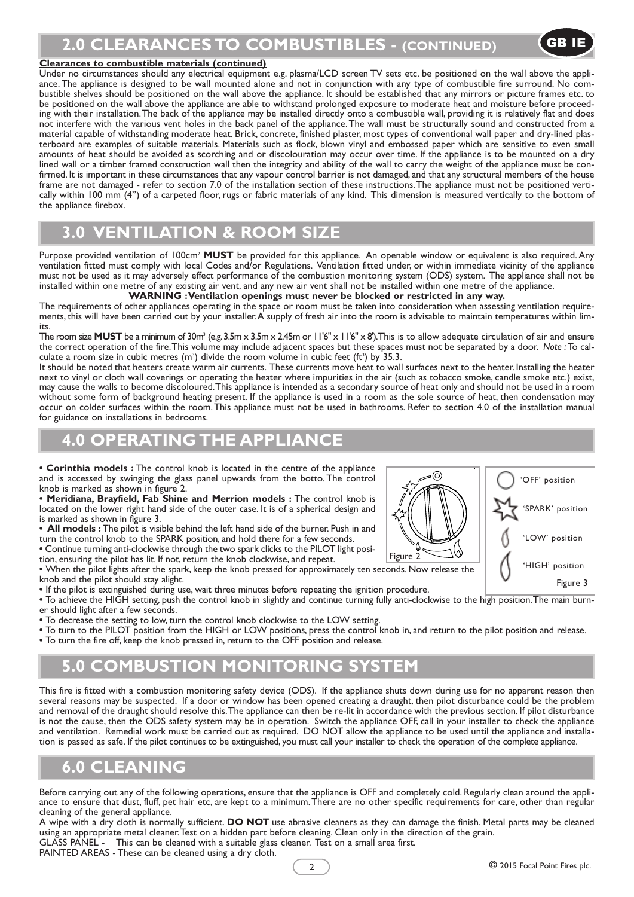# 2.0 CLEARANCES TO COMBUSTIBLES - (CONTINUED)

GB IE

**Clearances to combustible materials (continued)**

Under no circumstances should any electrical equipment e.g. plasma/LCD screen TV sets etc. be positioned on the wall above the appliance. The appliance is designed to be wall mounted alone and not in conjunction with any type of combustible fire surround. No combustible shelves should be positioned on the wall above the appliance. It should be established that any mirrors or picture frames etc. to be positioned on the wall above the appliance are able to withstand prolonged exposure to moderate heat and moisture before proceeding with their installation. The back of the appliance may be installed directly onto a combustible wall, providing it is relatively flat and does not interfere with the various vent holes in the back panel of the appliance. The wall must be structurally sound and constructed from a material capable of withstanding moderate heat. Brick, concrete, finished plaster, most types of conventional wall paper and dry-lined plasterboard are examples of suitable materials. Materials such as flock, blown vinyl and embossed paper which are sensitive to even small amounts of heat should be avoided as scorching and or discolouration may occur over time. If the appliance is to be mounted on a dry lined wall or a timber framed construction wall then the integrity and ability of the wall to carry the weight of the appliance must be confirmed. It is important in these circumstances that any vapour control barrier is not damaged, and that any structural members of the house frame are not damaged - refer to section 7.0 of the installation section of these instructions. The appliance must not be positioned vertically within 100 mm (4") of a carpeted floor, rugs or fabric materials of any kind. This dimension is measured vertically to the bottom of the appliance firebox.

# 3.0 VENTILATION & ROOM SIZE

Purpose provided ventilation of 100cm² **MUST** be provided for this appliance. An openable window or equivalent is also required. Any ventilation fitted must comply with local Codes and/or Regulations. Ventilation fitted under, or within immediate vicinity of the appliance must not be used as it may adversely effect performance of the combustion monitoring system (ODS) system. The appliance shall not be installed within one metre of any existing air vent, and any new air vent shall not be installed within one metre of the appliance.

**WARNING : Ventilation openings must never be blocked or restricted in any way.**

The requirements of other appliances operating in the space or room must be taken into consideration when assessing ventilation requirements, this will have been carried out by your installer. A supply of fresh air into the room is advisable to maintain temperatures within limits.

The room size **MUST** be a minimum of 30m³ (e.g. 3.5m x 3.5m x 2.45m or 11'6" x 11'6" x 8'). This is to allow adequate circulation of air and ensure the correct operation of the fire. This volume may include adjacent spaces but these spaces must not be separated by a door. *Note :* To calculate a room size in cubic metres (m³) divide the room volume in cubic feet (ft³) by 35.3.

It should be noted that heaters create warm air currents. These currents move heat to wall surfaces next to the heater. Installing the heater next to vinyl or cloth wall coverings or operating the heater where impurities in the air (such as tobacco smoke, candle smoke etc.) exist, may cause the walls to become discoloured. This appliance is intended as a secondary source of heat only and should not be used in a room without some form of background heating present. If the appliance is used in a room as the sole source of heat, then condensation may occur on colder surfaces within the room. This appliance must not be used in bathrooms. Refer to section 4.0 of the installation manual for guidance on installations in bedrooms.

# 4.0 OPERATING THE APPLIANCE

- **Corinthia models :** The control knob is located in the centre of the appliance and is accessed by swinging the glass panel upwards from the botto. The control knob is marked as shown in figure 2.
- **Meridiana, Brayfield, Fab Shine and Merrion models :** The control knob is located on the lower right hand side of the outer case. It is of a spherical design and is marked as shown in figure 3.
- **All models :** The pilot is visible behind the left hand side of the burner. Push in and turn the control knob to the SPARK position, and hold there for a few seconds.
- Continue turning anti-clockwise through the two spark clicks to the PILOT light position, ensuring the pilot has lit. If not, return the knob clockwise, and repeat.
- When the pilot lights after the spark, keep the knob pressed for approximately ten seconds. Now release the knob and the pilot should stay alight.
- If the pilot is extinguished during use, wait three minutes before repeating the ignition procedure.
- To achieve the HIGH setting, push the control knob in slightly and continue turning fully anti-clockwise to the high position. The main burner should light after a few seconds.
- To decrease the setting to low, turn the control knob clockwise to the LOW setting.
- To turn to the PILOT position from the HIGH or LOW positions, press the control knob in, and return to the pilot position and release.
- To turn the fire off, keep the knob pressed in, return to the OFF position and release.

Figure 2

'OFF' position
'SPARK' position
'LOW' position
'HIGH' position

Figure 3

# 5.0 COMBUSTION MONITORING SYSTEM

This fire is fitted with a combustion monitoring safety device (ODS). If the appliance shuts down during use for no apparent reason then several reasons may be suspected. If a door or window has been opened creating a draught, then pilot disturbance could be the problem and removal of the draught should resolve this. The appliance can then be re-lit in accordance with the previous section. If pilot disturbance is not the cause, then the ODS safety system may be in operation. Switch the appliance OFF, call in your installer to check the appliance and ventilation. Remedial work must be carried out as required. DO NOT allow the appliance to be used until the appliance and installation is passed as safe. If the pilot continues to be extinguished, you must call your installer to check the operation of the complete appliance.

# 6.0 CLEANING

Before carrying out any of the following operations, ensure that the appliance is OFF and completely cold. Regularly clean around the appliance to ensure that dust, fluff, pet hair etc, are kept to a minimum. There are no other specific requirements for care, other than regular cleaning of the general appliance.

A wipe with a dry cloth is normally sufficient. **DO NOT** use abrasive cleaners as they can damage the finish. Metal parts may be cleaned using an appropriate metal cleaner. Test on a hidden part before cleaning. Clean only in the direction of the grain.

GLASS PANEL - This can be cleaned with a suitable glass cleaner. Test on a small area first.

PAINTED AREAS - These can be cleaned using a dry cloth.

© 2015 Focal Point Fires plc.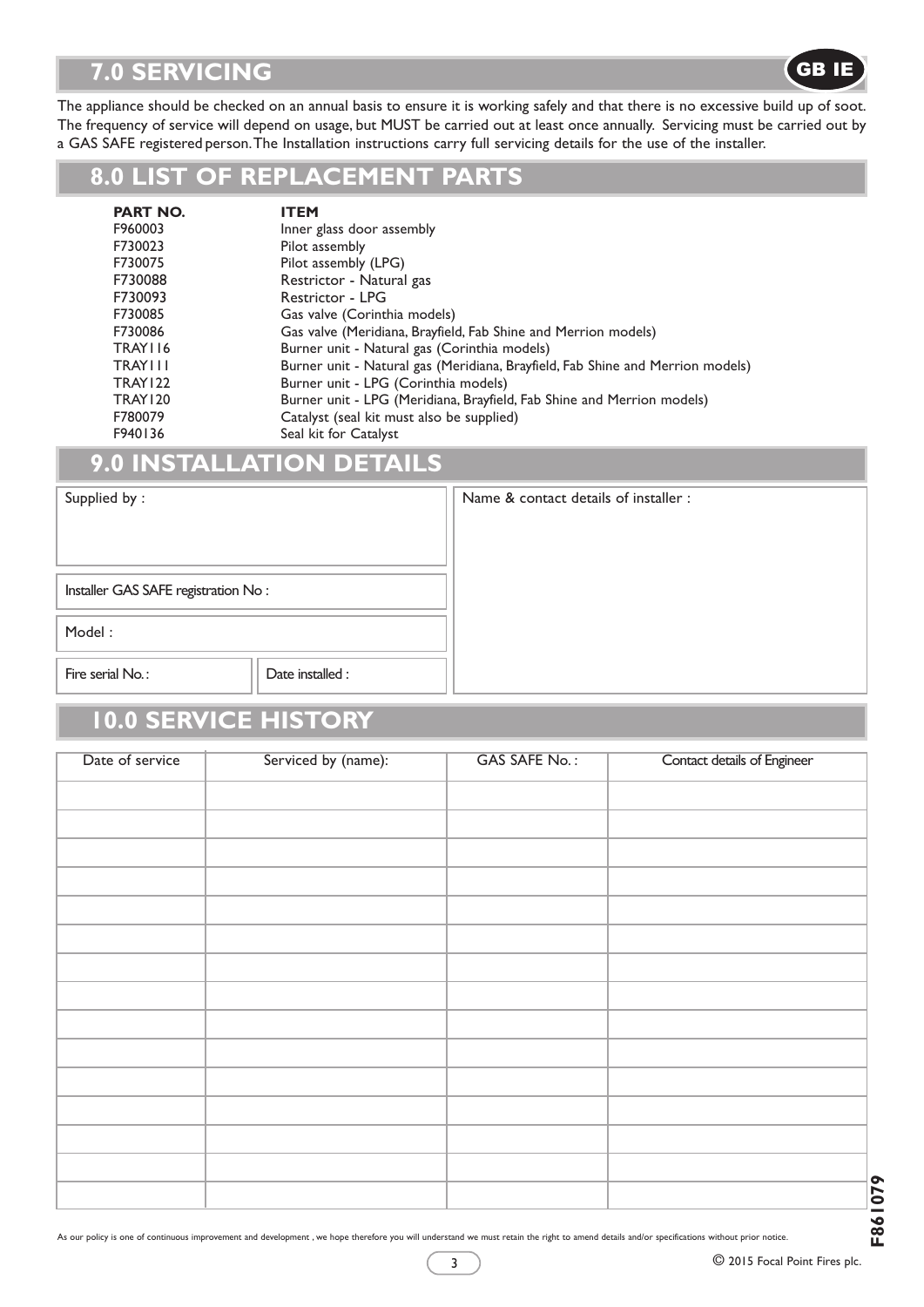## 7.0 SERVICING

GB IE

The appliance should be checked on an annual basis to ensure it is working safely and that there is no excessive build up of soot. The frequency of service will depend on usage, but MUST be carried out at least once annually. Servicing must be carried out by a GAS SAFE registered person. The Installation instructions carry full servicing details for the use of the installer.

## 8.0 LIST OF REPLACEMENT PARTS

| PART NO. | ITEM |
|---|---|
| F960003 | Inner glass door assembly |
| F730023 | Pilot assembly |
| F730075 | Pilot assembly (LPG) |
| F730088 | Restrictor - Natural gas |
| F730093 | Restrictor - LPG |
| F730085 | Gas valve (Corinthia models) |
| F730086 | Gas valve (Meridiana, Brayfield, Fab Shine and Merrion models) |
| TRAY116 | Burner unit - Natural gas (Corinthia models) |
| TRAY111 | Burner unit - Natural gas (Meridiana, Brayfield, Fab Shine and Merrion models) |
| TRAY122 | Burner unit - LPG (Corinthia models) |
| TRAY120 | Burner unit - LPG (Meridiana, Brayfield, Fab Shine and Merrion models) |
| F780079 | Catalyst (seal kit must also be supplied) |
| F940136 | Seal kit for Catalyst |

## 9.0 INSTALLATION DETAILS

| | | |
|---|---|---|
| Supplied by : | | Name & contact details of installer : |
| Installer GAS SAFE registration No : | | |
| Model : | | |
| Fire serial No. : | Date installed : | |

## 10.0 SERVICE HISTORY

| Date of service | Serviced by (name): | GAS SAFE No. : | Contact details of Engineer |
|---|---|---|---|
| | | | |
| | | | |
| | | | |
| | | | |
| | | | |
| | | | |
| | | | |
| | | | |
| | | | |
| | | | |
| | | | |
| | | | |
| | | | |
| | | | |
| | | | |

As our policy is one of continuous improvement and development , we hope therefore you will understand we must retain the right to amend details and/or specifications without prior notice.

F861079

© 2015 Focal Point Fires plc.